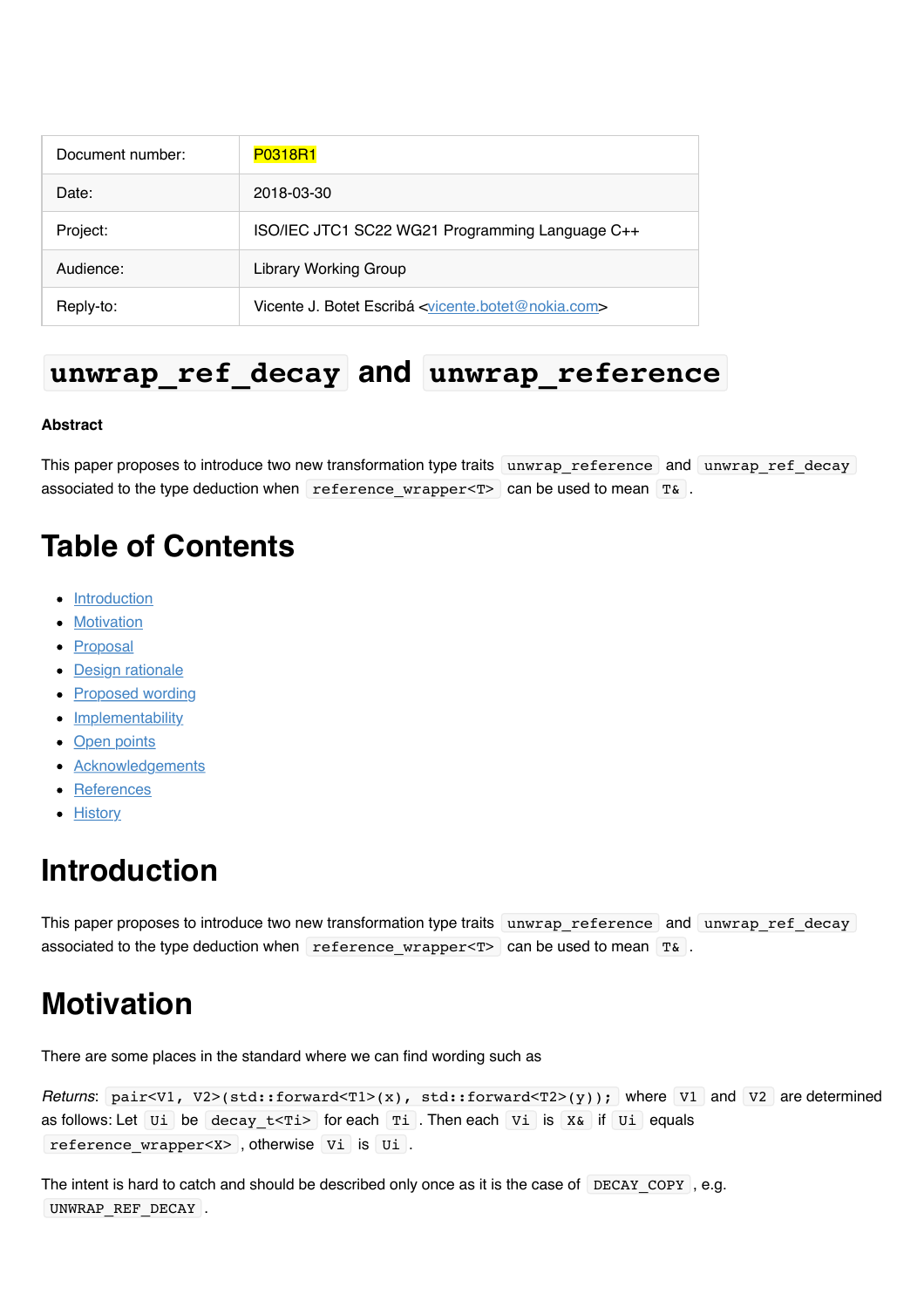| Document number: | P0318R1 |
| --- | --- |
| Date: | 2018-03-30 |
| Project: | ISO/IEC JTC1 SC22 WG21 Programming Language C++ |
| Audience: | Library Working Group |
| Reply-to: | Vicente J. Botet Escribá <vicente.botet@nokia.com> |

# `unwrap_ref_decay` and `unwrap_reference`

**Abstract**

This paper proposes to introduce two new transformation type traits `unwrap_reference` and `unwrap_ref_decay` associated to the type deduction when `reference_wrapper<T>` can be used to mean `T&`.

# Table of Contents

- Introduction
- Motivation
- Proposal
- Design rationale
- Proposed wording
- Implementability
- Open points
- Acknowledgements
- References
- History

# Introduction

This paper proposes to introduce two new transformation type traits `unwrap_reference` and `unwrap_ref_decay` associated to the type deduction when `reference_wrapper<T>` can be used to mean `T&`.

# Motivation

There are some places in the standard where we can find wording such as

*Returns*: `pair<V1, V2>(std::forward<T1>(x), std::forward<T2>(y));` where `V1` and `V2` are determined as follows: Let `Ui` be `decay_t<Ti>` for each `Ti`. Then each `Vi` is `X&` if `Ui` equals `reference_wrapper<X>`, otherwise `Vi` is `Ui`.

The intent is hard to catch and should be described only once as it is the case of `DECAY_COPY`, e.g. `UNWRAP_REF_DECAY`.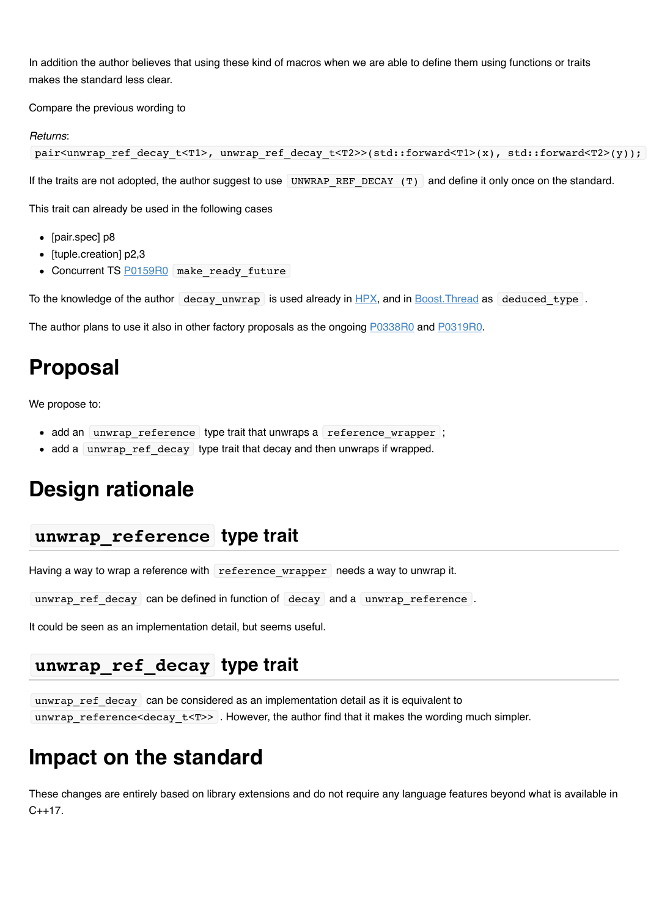In addition the author believes that using these kind of macros when we are able to define them using functions or traits makes the standard less clear.

Compare the previous wording to

*Returns*:
`pair<unwrap_ref_decay_t<T1>, unwrap_ref_decay_t<T2>>(std::forward<T1>(x), std::forward<T2>(y));`

If the traits are not adopted, the author suggest to use `UNWRAP_REF_DECAY (T)` and define it only once on the standard.

This trait can already be used in the following cases

- [pair.spec] p8
- [tuple.creation] p2,3
- Concurrent TS P0159R0 `make_ready_future`

To the knowledge of the author `decay_unwrap` is used already in HPX, and in Boost.Thread as `deduced_type`.

The author plans to use it also in other factory proposals as the ongoing P0338R0 and P0319R0.

# Proposal

We propose to:

- add an `unwrap_reference` type trait that unwraps a `reference_wrapper`;
- add a `unwrap_ref_decay` type trait that decay and then unwraps if wrapped.

# Design rationale

## `unwrap_reference` type trait

Having a way to wrap a reference with `reference_wrapper` needs a way to unwrap it.

`unwrap_ref_decay` can be defined in function of `decay` and a `unwrap_reference`.

It could be seen as an implementation detail, but seems useful.

## `unwrap_ref_decay` type trait

`unwrap_ref_decay` can be considered as an implementation detail as it is equivalent to `unwrap_reference<decay_t<T>>`. However, the author find that it makes the wording much simpler.

# Impact on the standard

These changes are entirely based on library extensions and do not require any language features beyond what is available in C++17.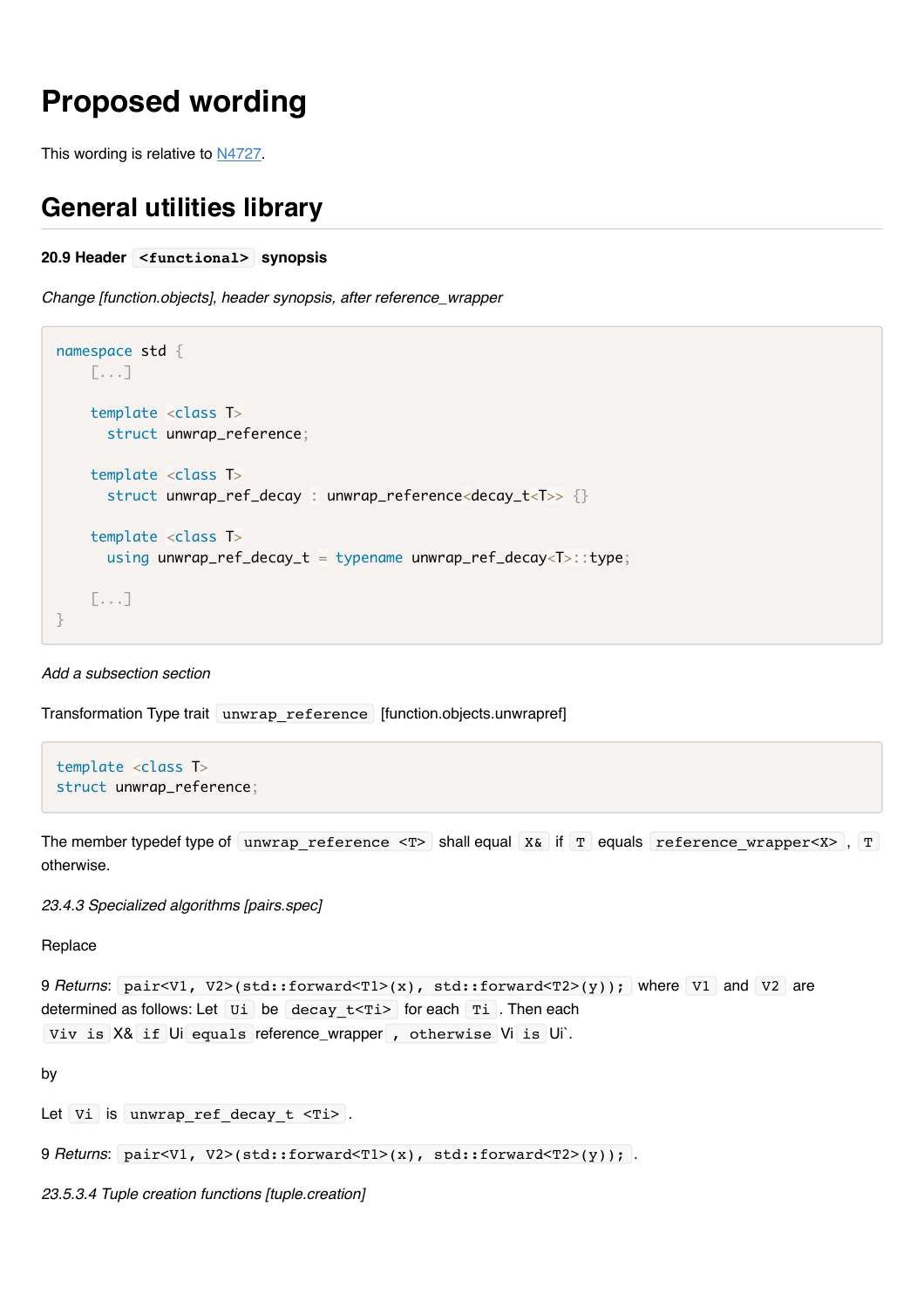# Proposed wording

This wording is relative to N4727.

## General utilities library

**20.9 Header `<functional>` synopsis**

*Change [function.objects], header synopsis, after reference_wrapper*

```
namespace std {
    [...]

    template <class T>
      struct unwrap_reference;

    template <class T>
      struct unwrap_ref_decay : unwrap_reference<decay_t<T>> {}

    template <class T>
      using unwrap_ref_decay_t = typename unwrap_ref_decay<T>::type;

    [...]
}
```

*Add a subsection section*

Transformation Type trait `unwrap_reference` [function.objects.unwrapref]

```
template <class T>
struct unwrap_reference;
```

The member typedef type of `unwrap_reference <T>` shall equal `X&` if `T` equals `reference_wrapper<X>`, `T` otherwise.

*23.4.3 Specialized algorithms [pairs.spec]*

Replace

9 *Returns*: `pair<V1, V2>(std::forward<T1>(x), std::forward<T2>(y));` where `V1` and `V2` are determined as follows: Let `Ui` be `decay_t<Ti>` for each `Ti`. Then each `Viv is` X& `if` Ui `equals` reference_wrapper `, otherwise` Vi `is` Ui`.

by

Let `Vi` is `unwrap_ref_decay_t <Ti>`.

9 *Returns*: `pair<V1, V2>(std::forward<T1>(x), std::forward<T2>(y));`.

*23.5.3.4 Tuple creation functions [tuple.creation]*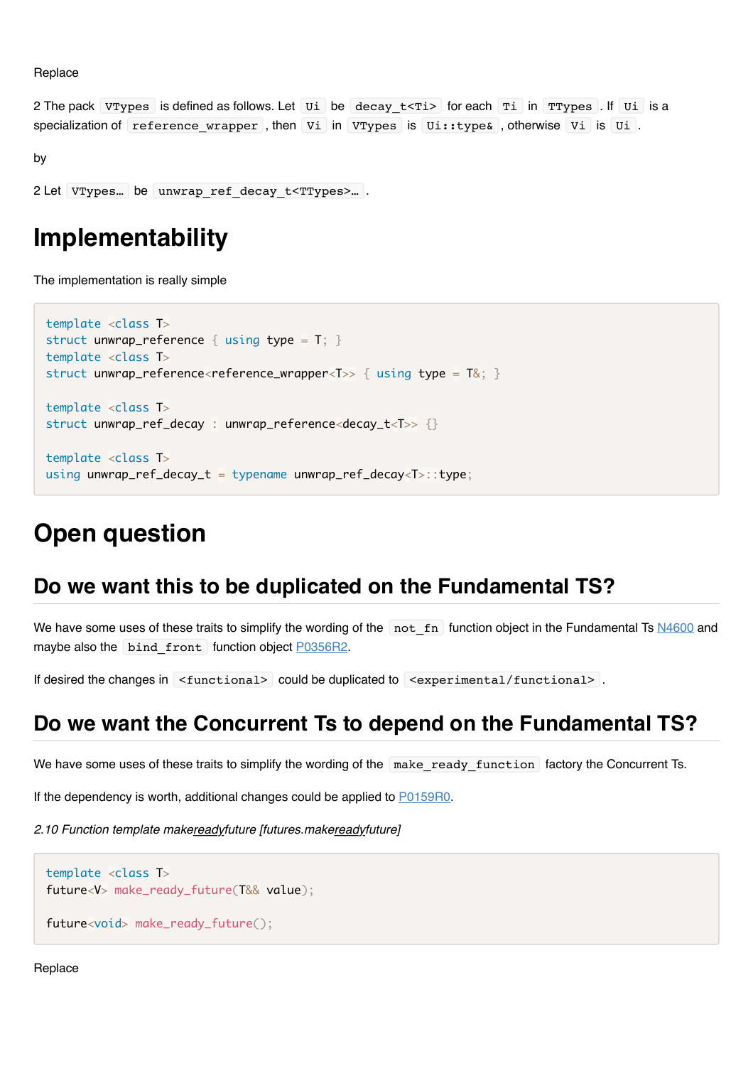Replace

2 The pack `VTypes` is defined as follows. Let `Ui` be `decay_t<Ti>` for each `Ti` in `TTypes`. If `Ui` is a specialization of `reference_wrapper`, then `Vi` in `VTypes` is `Ui::type&`, otherwise `Vi` is `Ui`.

by

2 Let `VTypes...` be `unwrap_ref_decay_t<TTypes>...`.

# Implementability

The implementation is really simple

```
template <class T>
struct unwrap_reference { using type = T; }
template <class T>
struct unwrap_reference<reference_wrapper<T>> { using type = T&; }

template <class T>
struct unwrap_ref_decay : unwrap_reference<decay_t<T>> {}

template <class T>
using unwrap_ref_decay_t = typename unwrap_ref_decay<T>::type;
```

# Open question

## Do we want this to be duplicated on the Fundamental TS?

We have some uses of these traits to simplify the wording of the `not_fn` function object in the Fundamental Ts N4600 and maybe also the `bind_front` function object P0356R2.

If desired the changes in `<functional>` could be duplicated to `<experimental/functional>`.

## Do we want the Concurrent Ts to depend on the Fundamental TS?

We have some uses of these traits to simplify the wording of the `make_ready_function` factory the Concurrent Ts.

If the dependency is worth, additional changes could be applied to P0159R0.

*2.10 Function template makereadyfuture [futures.makereadyfuture]*

```
template <class T>
future<V> make_ready_future(T&& value);

future<void> make_ready_future();
```

Replace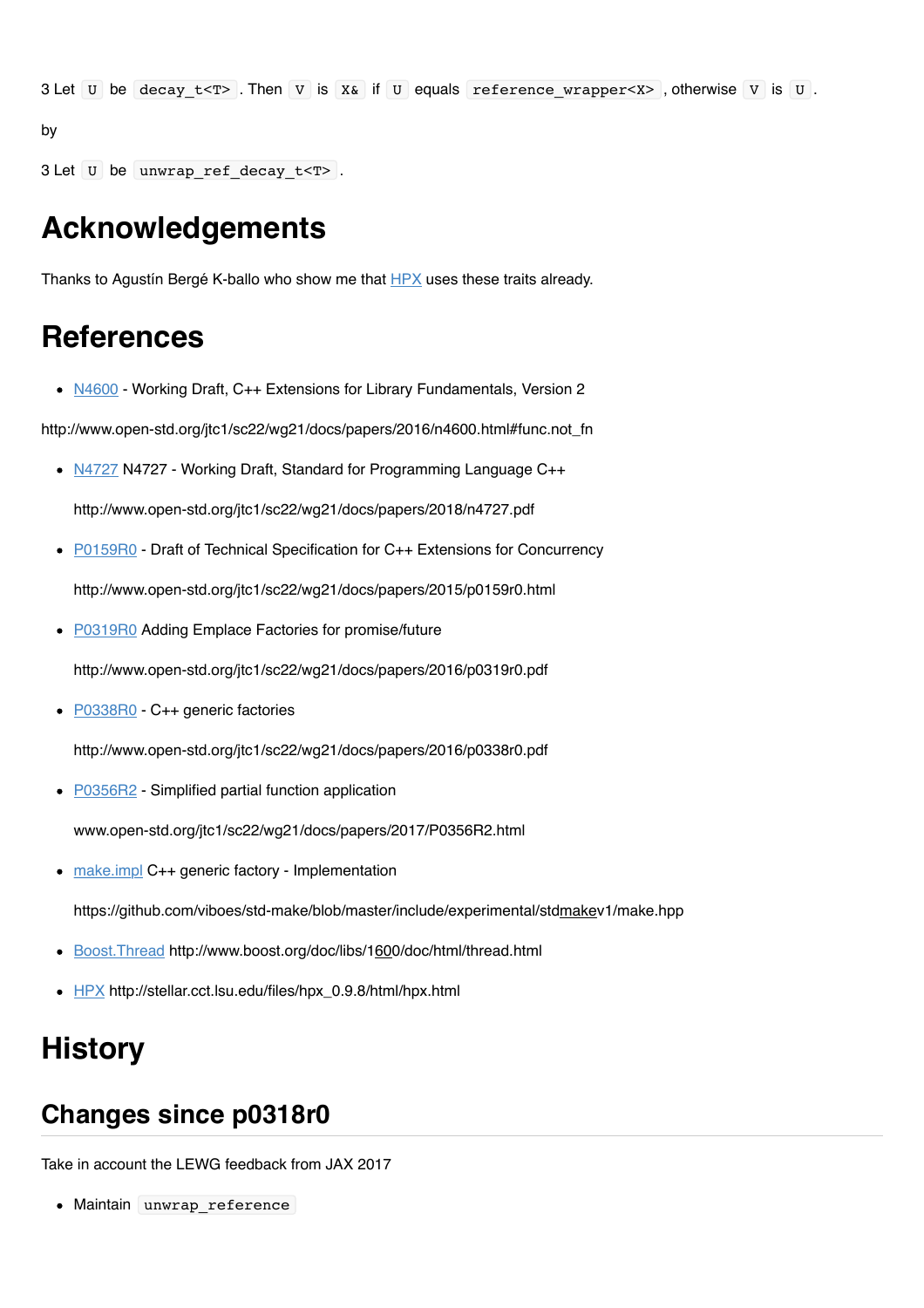3 Let `U` be `decay_t<T>`. Then `V` is `X&` if `U` equals `reference_wrapper<X>`, otherwise `V` is `U`.

by

3 Let `U` be `unwrap_ref_decay_t<T>`.

# Acknowledgements

Thanks to Agustín Bergé K-ballo who show me that HPX uses these traits already.

# References

- N4600 - Working Draft, C++ Extensions for Library Fundamentals, Version 2

http://www.open-std.org/jtc1/sc22/wg21/docs/papers/2016/n4600.html#func.not_fn

- N4727 N4727 - Working Draft, Standard for Programming Language C++

  http://www.open-std.org/jtc1/sc22/wg21/docs/papers/2018/n4727.pdf

- P0159R0 - Draft of Technical Specification for C++ Extensions for Concurrency

  http://www.open-std.org/jtc1/sc22/wg21/docs/papers/2015/p0159r0.html

- P0319R0 Adding Emplace Factories for promise/future

  http://www.open-std.org/jtc1/sc22/wg21/docs/papers/2016/p0319r0.pdf

- P0338R0 - C++ generic factories

  http://www.open-std.org/jtc1/sc22/wg21/docs/papers/2016/p0338r0.pdf

- P0356R2 - Simplified partial function application

  www.open-std.org/jtc1/sc22/wg21/docs/papers/2017/P0356R2.html

- make.impl C++ generic factory - Implementation

  https://github.com/viboes/std-make/blob/master/include/experimental/stdmakev1/make.hpp

- Boost.Thread http://www.boost.org/doc/libs/1600/doc/html/thread.html

- HPX http://stellar.cct.lsu.edu/files/hpx_0.9.8/html/hpx.html

# History

## Changes since p0318r0

Take in account the LEWG feedback from JAX 2017

- Maintain `unwrap_reference`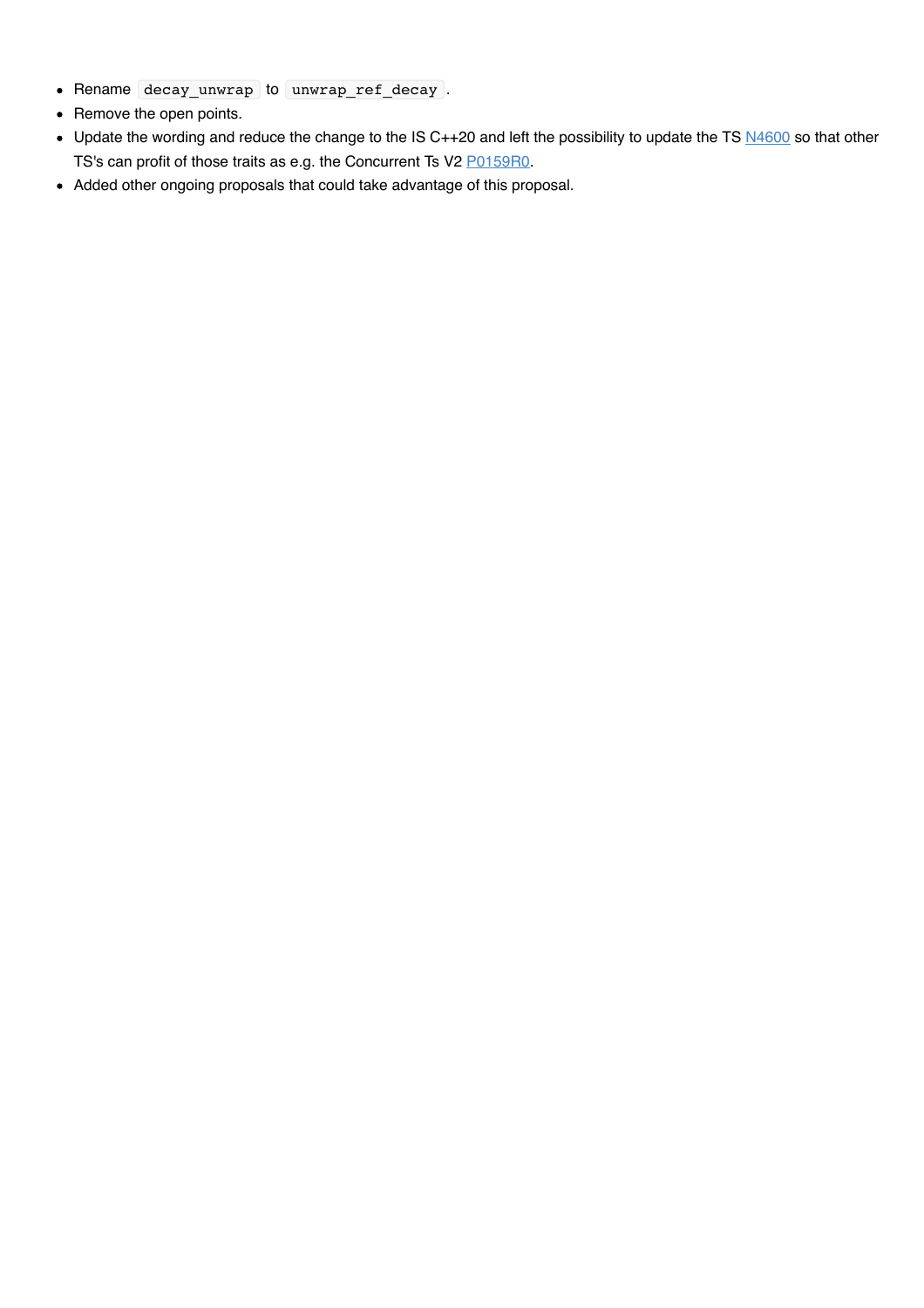- Rename `decay_unwrap` to `unwrap_ref_decay`.
- Remove the open points.
- Update the wording and reduce the change to the IS C++20 and left the possibility to update the TS N4600 so that other TS's can profit of those traits as e.g. the Concurrent Ts V2 P0159R0.
- Added other ongoing proposals that could take advantage of this proposal.